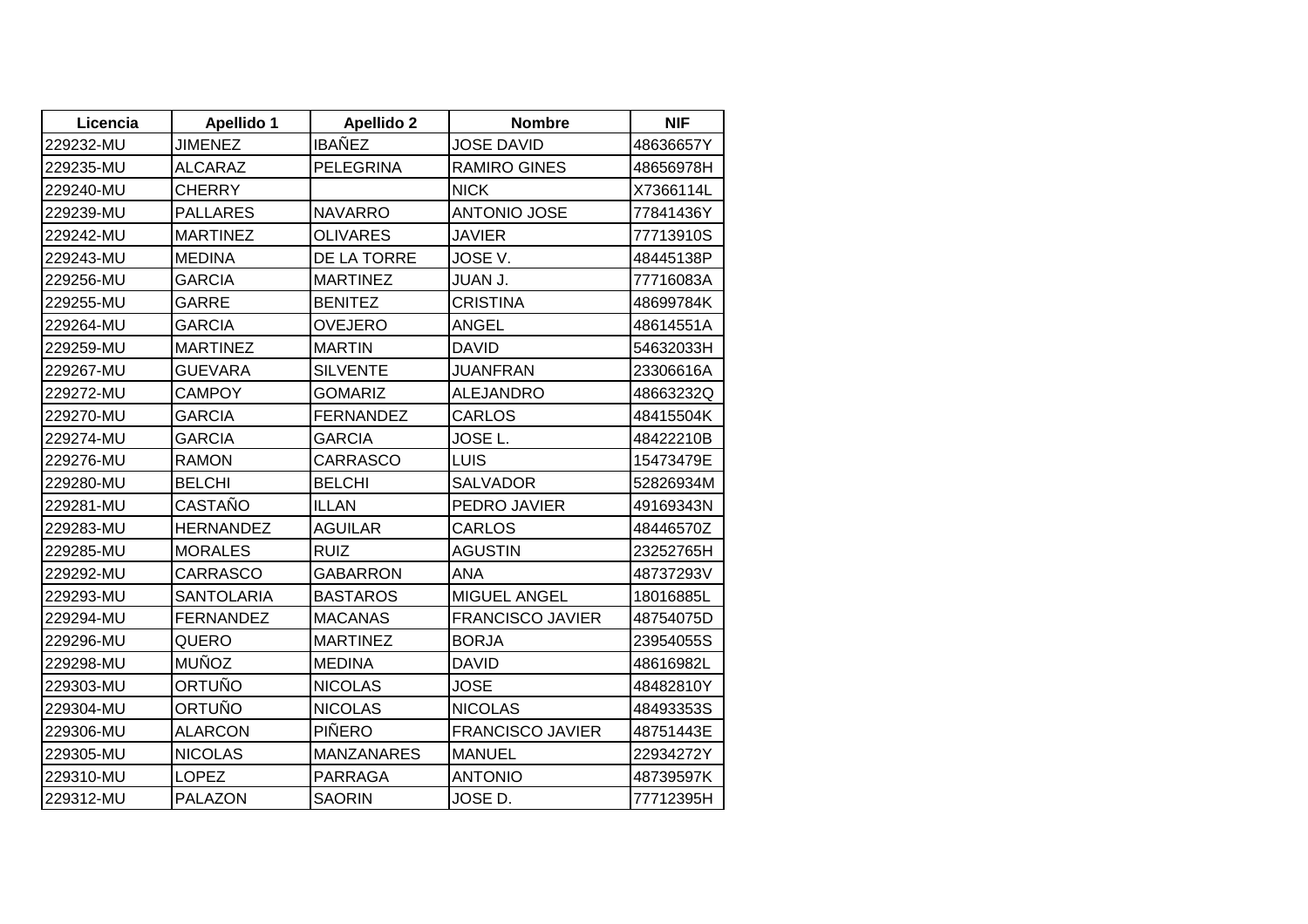| Licencia | Apellido 1 | Apellido 2 | Nombre | NIF |
|---|---|---|---|---|
| 229232-MU | JIMENEZ | IBAÑEZ | JOSE DAVID | 48636657Y |
| 229235-MU | ALCARAZ | PELEGRINA | RAMIRO GINES | 48656978H |
| 229240-MU | CHERRY | | NICK | X7366114L |
| 229239-MU | PALLARES | NAVARRO | ANTONIO JOSE | 77841436Y |
| 229242-MU | MARTINEZ | OLIVARES | JAVIER | 77713910S |
| 229243-MU | MEDINA | DE LA TORRE | JOSE V. | 48445138P |
| 229256-MU | GARCIA | MARTINEZ | JUAN J. | 77716083A |
| 229255-MU | GARRE | BENITEZ | CRISTINA | 48699784K |
| 229264-MU | GARCIA | OVEJERO | ANGEL | 48614551A |
| 229259-MU | MARTINEZ | MARTIN | DAVID | 54632033H |
| 229267-MU | GUEVARA | SILVENTE | JUANFRAN | 23306616A |
| 229272-MU | CAMPOY | GOMARIZ | ALEJANDRO | 48663232Q |
| 229270-MU | GARCIA | FERNANDEZ | CARLOS | 48415504K |
| 229274-MU | GARCIA | GARCIA | JOSE L. | 48422210B |
| 229276-MU | RAMON | CARRASCO | LUIS | 15473479E |
| 229280-MU | BELCHI | BELCHI | SALVADOR | 52826934M |
| 229281-MU | CASTAÑO | ILLAN | PEDRO JAVIER | 49169343N |
| 229283-MU | HERNANDEZ | AGUILAR | CARLOS | 48446570Z |
| 229285-MU | MORALES | RUIZ | AGUSTIN | 23252765H |
| 229292-MU | CARRASCO | GABARRON | ANA | 48737293V |
| 229293-MU | SANTOLARIA | BASTAROS | MIGUEL ANGEL | 18016885L |
| 229294-MU | FERNANDEZ | MACANAS | FRANCISCO JAVIER | 48754075D |
| 229296-MU | QUERO | MARTINEZ | BORJA | 23954055S |
| 229298-MU | MUÑOZ | MEDINA | DAVID | 48616982L |
| 229303-MU | ORTUÑO | NICOLAS | JOSE | 48482810Y |
| 229304-MU | ORTUÑO | NICOLAS | NICOLAS | 48493353S |
| 229306-MU | ALARCON | PIÑERO | FRANCISCO JAVIER | 48751443E |
| 229305-MU | NICOLAS | MANZANARES | MANUEL | 22934272Y |
| 229310-MU | LOPEZ | PARRAGA | ANTONIO | 48739597K |
| 229312-MU | PALAZON | SAORIN | JOSE D. | 77712395H |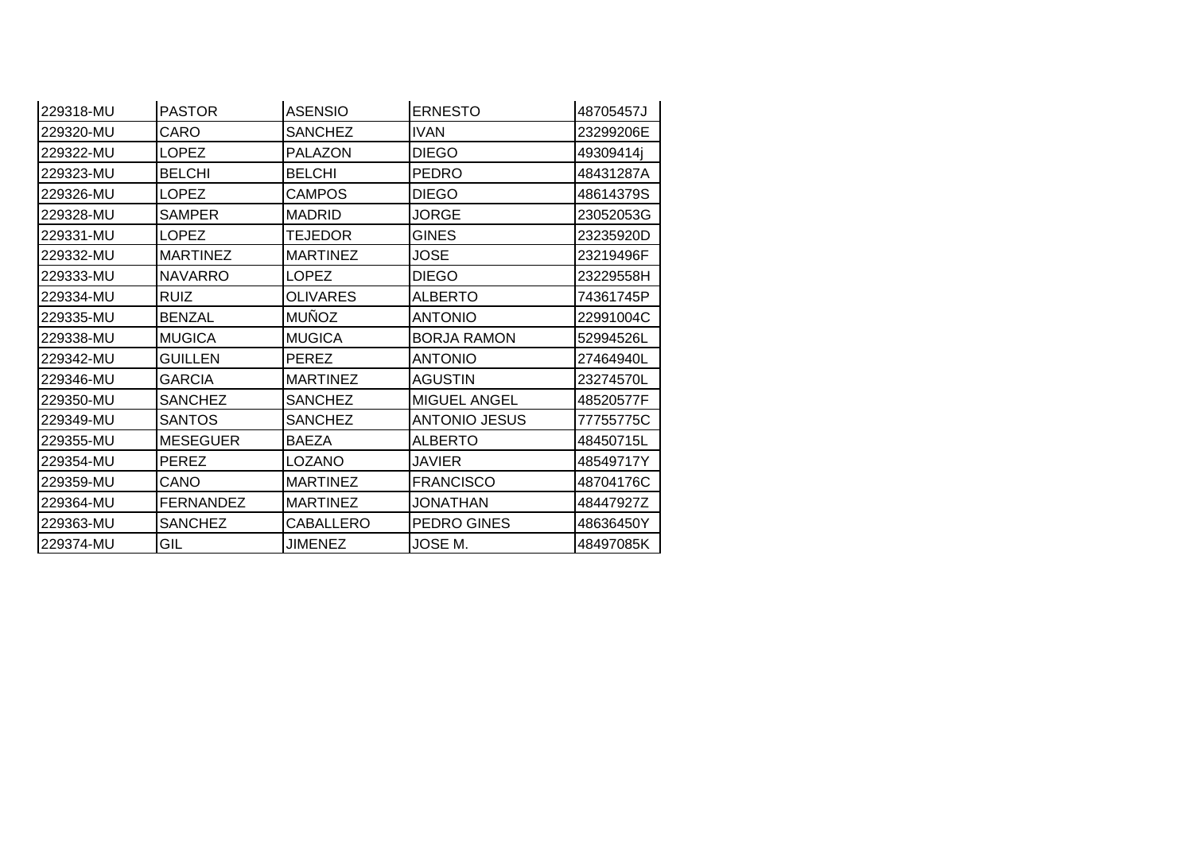| | | | | |
|---|---|---|---|---|
| 229318-MU | PASTOR | ASENSIO | ERNESTO | 48705457J |
| 229320-MU | CARO | SANCHEZ | IVAN | 23299206E |
| 229322-MU | LOPEZ | PALAZON | DIEGO | 49309414j |
| 229323-MU | BELCHI | BELCHI | PEDRO | 48431287A |
| 229326-MU | LOPEZ | CAMPOS | DIEGO | 48614379S |
| 229328-MU | SAMPER | MADRID | JORGE | 23052053G |
| 229331-MU | LOPEZ | TEJEDOR | GINES | 23235920D |
| 229332-MU | MARTINEZ | MARTINEZ | JOSE | 23219496F |
| 229333-MU | NAVARRO | LOPEZ | DIEGO | 23229558H |
| 229334-MU | RUIZ | OLIVARES | ALBERTO | 74361745P |
| 229335-MU | BENZAL | MUÑOZ | ANTONIO | 22991004C |
| 229338-MU | MUGICA | MUGICA | BORJA RAMON | 52994526L |
| 229342-MU | GUILLEN | PEREZ | ANTONIO | 27464940L |
| 229346-MU | GARCIA | MARTINEZ | AGUSTIN | 23274570L |
| 229350-MU | SANCHEZ | SANCHEZ | MIGUEL ANGEL | 48520577F |
| 229349-MU | SANTOS | SANCHEZ | ANTONIO JESUS | 77755775C |
| 229355-MU | MESEGUER | BAEZA | ALBERTO | 48450715L |
| 229354-MU | PEREZ | LOZANO | JAVIER | 48549717Y |
| 229359-MU | CANO | MARTINEZ | FRANCISCO | 48704176C |
| 229364-MU | FERNANDEZ | MARTINEZ | JONATHAN | 48447927Z |
| 229363-MU | SANCHEZ | CABALLERO | PEDRO GINES | 48636450Y |
| 229374-MU | GIL | JIMENEZ | JOSE M. | 48497085K |